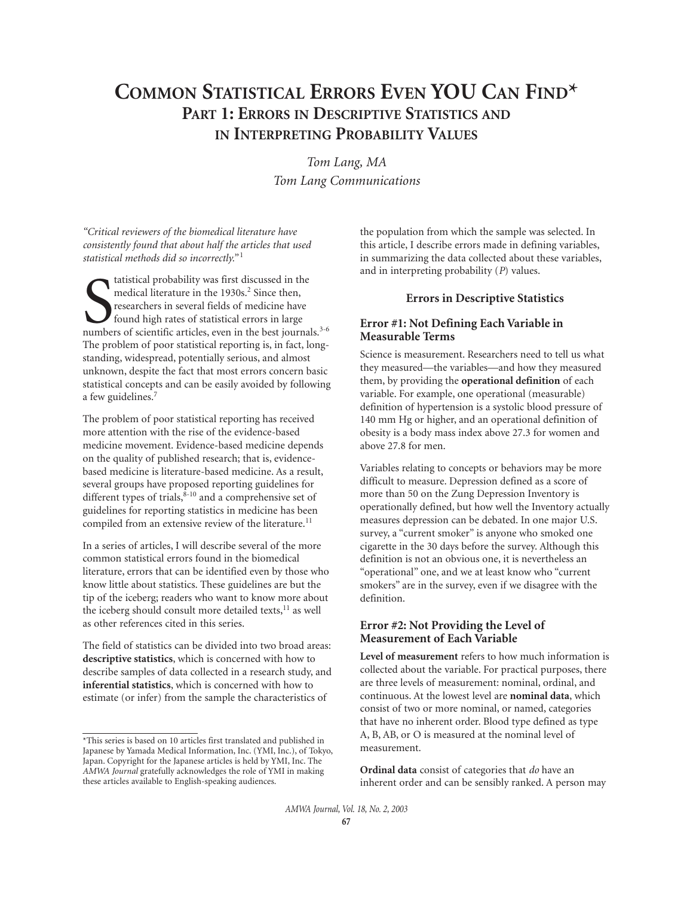# Common Statistical Errors Even YOU Can Find*

## Part 1: Errors in Descriptive Statistics and in Interpreting Probability Values

*Tom Lang, MA*
*Tom Lang Communications*

*"Critical reviewers of the biomedical literature have consistently found that about half the articles that used statistical methods did so incorrectly."*[1]

Statistical probability was first discussed in the medical literature in the 1930s.[2] Since then, researchers in several fields of medicine have found high rates of statistical errors in large numbers of scientific articles, even in the best journals.[3-6] The problem of poor statistical reporting is, in fact, long-standing, widespread, potentially serious, and almost unknown, despite the fact that most errors concern basic statistical concepts and can be easily avoided by following a few guidelines.[7]

The problem of poor statistical reporting has received more attention with the rise of the evidence-based medicine movement. Evidence-based medicine depends on the quality of published research; that is, evidence-based medicine is literature-based medicine. As a result, several groups have proposed reporting guidelines for different types of trials,[8-10] and a comprehensive set of guidelines for reporting statistics in medicine has been compiled from an extensive review of the literature.[11]

In a series of articles, I will describe several of the more common statistical errors found in the biomedical literature, errors that can be identified even by those who know little about statistics. These guidelines are but the tip of the iceberg; readers who want to know more about the iceberg should consult more detailed texts,[11] as well as other references cited in this series.

The field of statistics can be divided into two broad areas: **descriptive statistics**, which is concerned with how to describe samples of data collected in a research study, and **inferential statistics**, which is concerned with how to estimate (or infer) from the sample the characteristics of the population from which the sample was selected. In this article, I describe errors made in defining variables, in summarizing the data collected about these variables, and in interpreting probability (*P*) values.

*This series is based on 10 articles first translated and published in Japanese by Yamada Medical Information, Inc. (YMI, Inc.), of Tokyo, Japan. Copyright for the Japanese articles is held by YMI, Inc. The *AMWA Journal* gratefully acknowledges the role of YMI in making these articles available to English-speaking audiences.

### Errors in Descriptive Statistics

#### Error #1: Not Defining Each Variable in Measurable Terms

Science is measurement. Researchers need to tell us what they measured—the variables—and how they measured them, by providing the **operational definition** of each variable. For example, one operational (measurable) definition of hypertension is a systolic blood pressure of 140 mm Hg or higher, and an operational definition of obesity is a body mass index above 27.3 for women and above 27.8 for men.

Variables relating to concepts or behaviors may be more difficult to measure. Depression defined as a score of more than 50 on the Zung Depression Inventory is operationally defined, but how well the Inventory actually measures depression can be debated. In one major U.S. survey, a "current smoker" is anyone who smoked one cigarette in the 30 days before the survey. Although this definition is not an obvious one, it is nevertheless an "operational" one, and we at least know who "current smokers" are in the survey, even if we disagree with the definition.

#### Error #2: Not Providing the Level of Measurement of Each Variable

**Level of measurement** refers to how much information is collected about the variable. For practical purposes, there are three levels of measurement: nominal, ordinal, and continuous. At the lowest level are **nominal data**, which consist of two or more nominal, or named, categories that have no inherent order. Blood type defined as type A, B, AB, or O is measured at the nominal level of measurement.

**Ordinal data** consist of categories that *do* have an inherent order and can be sensibly ranked. A person may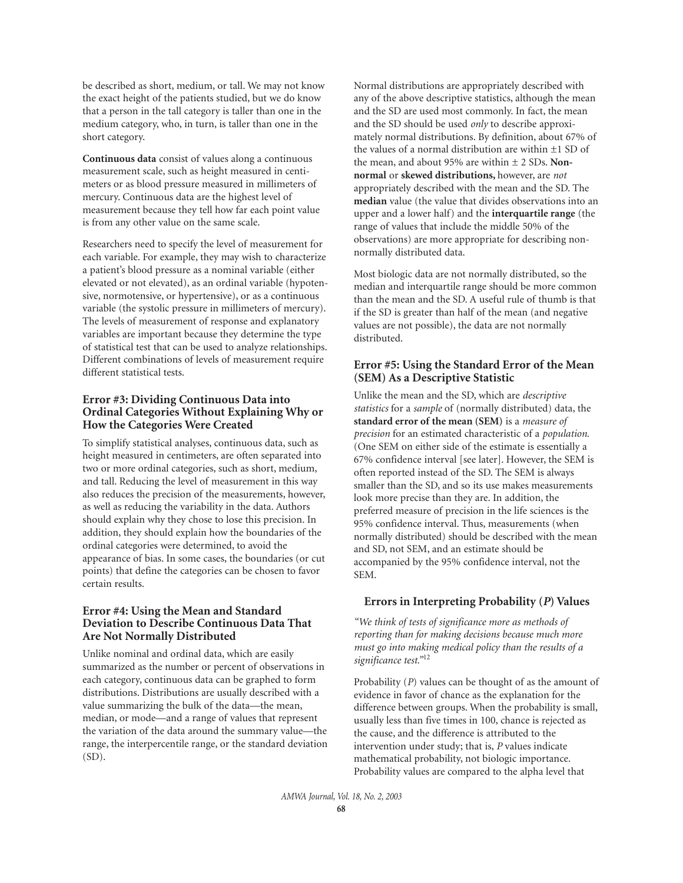be described as short, medium, or tall. We may not know the exact height of the patients studied, but we do know that a person in the tall category is taller than one in the medium category, who, in turn, is taller than one in the short category.

**Continuous data** consist of values along a continuous measurement scale, such as height measured in centimeters or as blood pressure measured in millimeters of mercury. Continuous data are the highest level of measurement because they tell how far each point value is from any other value on the same scale.

Researchers need to specify the level of measurement for each variable. For example, they may wish to characterize a patient's blood pressure as a nominal variable (either elevated or not elevated), as an ordinal variable (hypotensive, normotensive, or hypertensive), or as a continuous variable (the systolic pressure in millimeters of mercury). The levels of measurement of response and explanatory variables are important because they determine the type of statistical test that can be used to analyze relationships. Different combinations of levels of measurement require different statistical tests.

### Error #3: Dividing Continuous Data into Ordinal Categories Without Explaining Why or How the Categories Were Created

To simplify statistical analyses, continuous data, such as height measured in centimeters, are often separated into two or more ordinal categories, such as short, medium, and tall. Reducing the level of measurement in this way also reduces the precision of the measurements, however, as well as reducing the variability in the data. Authors should explain why they chose to lose this precision. In addition, they should explain how the boundaries of the ordinal categories were determined, to avoid the appearance of bias. In some cases, the boundaries (or cut points) that define the categories can be chosen to favor certain results.

### Error #4: Using the Mean and Standard Deviation to Describe Continuous Data That Are Not Normally Distributed

Unlike nominal and ordinal data, which are easily summarized as the number or percent of observations in each category, continuous data can be graphed to form distributions. Distributions are usually described with a value summarizing the bulk of the data—the mean, median, or mode—and a range of values that represent the variation of the data around the summary value—the range, the interpercentile range, or the standard deviation (SD).

Normal distributions are appropriately described with any of the above descriptive statistics, although the mean and the SD are used most commonly. In fact, the mean and the SD should be used *only* to describe approximately normal distributions. By definition, about 67% of the values of a normal distribution are within ±1 SD of the mean, and about 95% are within ± 2 SDs. **Non-normal** or **skewed distributions,** however, are *not* appropriately described with the mean and the SD. The **median** value (the value that divides observations into an upper and a lower half) and the **interquartile range** (the range of values that include the middle 50% of the observations) are more appropriate for describing non-normally distributed data.

Most biologic data are not normally distributed, so the median and interquartile range should be more common than the mean and the SD. A useful rule of thumb is that if the SD is greater than half of the mean (and negative values are not possible), the data are not normally distributed.

### Error #5: Using the Standard Error of the Mean (SEM) As a Descriptive Statistic

Unlike the mean and the SD, which are *descriptive statistics* for a *sample* of (normally distributed) data, the **standard error of the mean (SEM)** is a *measure of precision* for an estimated characteristic of a *population.* (One SEM on either side of the estimate is essentially a 67% confidence interval [see later]. However, the SEM is often reported instead of the SD. The SEM is always smaller than the SD, and so its use makes measurements look more precise than they are. In addition, the preferred measure of precision in the life sciences is the 95% confidence interval. Thus, measurements (when normally distributed) should be described with the mean and SD, not SEM, and an estimate should be accompanied by the 95% confidence interval, not the SEM.

## Errors in Interpreting Probability (*P*) Values

*"We think of tests of significance more as methods of reporting than for making decisions because much more must go into making medical policy than the results of a significance test."*[12]

Probability (*P*) values can be thought of as the amount of evidence in favor of chance as the explanation for the difference between groups. When the probability is small, usually less than five times in 100, chance is rejected as the cause, and the difference is attributed to the intervention under study; that is, *P* values indicate mathematical probability, not biologic importance. Probability values are compared to the alpha level that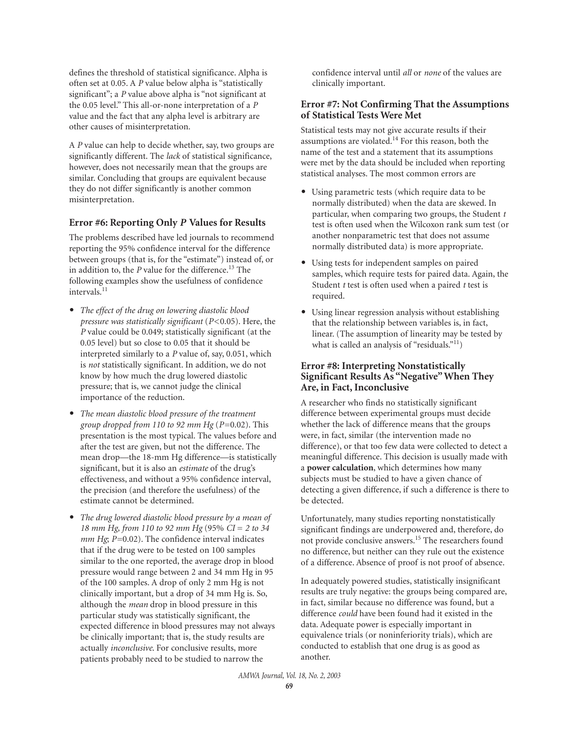defines the threshold of statistical significance. Alpha is often set at 0.05. A *P* value below alpha is "statistically significant"; a *P* value above alpha is "not significant at the 0.05 level." This all-or-none interpretation of a *P* value and the fact that any alpha level is arbitrary are other causes of misinterpretation.

A *P* value can help to decide whether, say, two groups are significantly different. The *lack* of statistical significance, however, does not necessarily mean that the groups are similar. Concluding that groups are equivalent because they do not differ significantly is another common misinterpretation.

### Error #6: Reporting Only *P* Values for Results

The problems described have led journals to recommend reporting the 95% confidence interval for the difference between groups (that is, for the "estimate") instead of, or in addition to, the *P* value for the difference.[13] The following examples show the usefulness of confidence intervals.[11]

- *The effect of the drug on lowering diastolic blood pressure was statistically significant* ($P<0.05$). Here, the *P* value could be 0.049; statistically significant (at the 0.05 level) but so close to 0.05 that it should be interpreted similarly to a *P* value of, say, 0.051, which is *not* statistically significant. In addition, we do not know by how much the drug lowered diastolic pressure; that is, we cannot judge the clinical importance of the reduction.
- *The mean diastolic blood pressure of the treatment group dropped from 110 to 92 mm Hg* ($P=0.02$). This presentation is the most typical. The values before and after the test are given, but not the difference. The mean drop—the 18-mm Hg difference—is statistically significant, but it is also an *estimate* of the drug's effectiveness, and without a 95% confidence interval, the precision (and therefore the usefulness) of the estimate cannot be determined.
- *The drug lowered diastolic blood pressure by a mean of 18 mm Hg, from 110 to 92 mm Hg* (95% *CI = 2 to 34 mm Hg*; $P=0.02$). The confidence interval indicates that if the drug were to be tested on 100 samples similar to the one reported, the average drop in blood pressure would range between 2 and 34 mm Hg in 95 of the 100 samples. A drop of only 2 mm Hg is not clinically important, but a drop of 34 mm Hg is. So, although the *mean* drop in blood pressure in this particular study was statistically significant, the expected difference in blood pressures may not always be clinically important; that is, the study results are actually *inconclusive*. For conclusive results, more patients probably need to be studied to narrow the confidence interval until *all* or *none* of the values are clinically important.

### Error #7: Not Confirming That the Assumptions of Statistical Tests Were Met

Statistical tests may not give accurate results if their assumptions are violated.[14] For this reason, both the name of the test and a statement that its assumptions were met by the data should be included when reporting statistical analyses. The most common errors are

- Using parametric tests (which require data to be normally distributed) when the data are skewed. In particular, when comparing two groups, the Student *t* test is often used when the Wilcoxon rank sum test (or another nonparametric test that does not assume normally distributed data) is more appropriate.
- Using tests for independent samples on paired samples, which require tests for paired data. Again, the Student *t* test is often used when a paired *t* test is required.
- Using linear regression analysis without establishing that the relationship between variables is, in fact, linear. (The assumption of linearity may be tested by what is called an analysis of "residuals."[11])

### Error #8: Interpreting Nonstatistically Significant Results As "Negative" When They Are, in Fact, Inconclusive

A researcher who finds no statistically significant difference between experimental groups must decide whether the lack of difference means that the groups were, in fact, similar (the intervention made no difference), or that too few data were collected to detect a meaningful difference. This decision is usually made with a **power calculation**, which determines how many subjects must be studied to have a given chance of detecting a given difference, if such a difference is there to be detected.

Unfortunately, many studies reporting nonstatistically significant findings are underpowered and, therefore, do not provide conclusive answers.[15] The researchers found no difference, but neither can they rule out the existence of a difference. Absence of proof is not proof of absence.

In adequately powered studies, statistically insignificant results are truly negative: the groups being compared are, in fact, similar because no difference was found, but a difference *could* have been found had it existed in the data. Adequate power is especially important in equivalence trials (or noninferiority trials), which are conducted to establish that one drug is as good as another.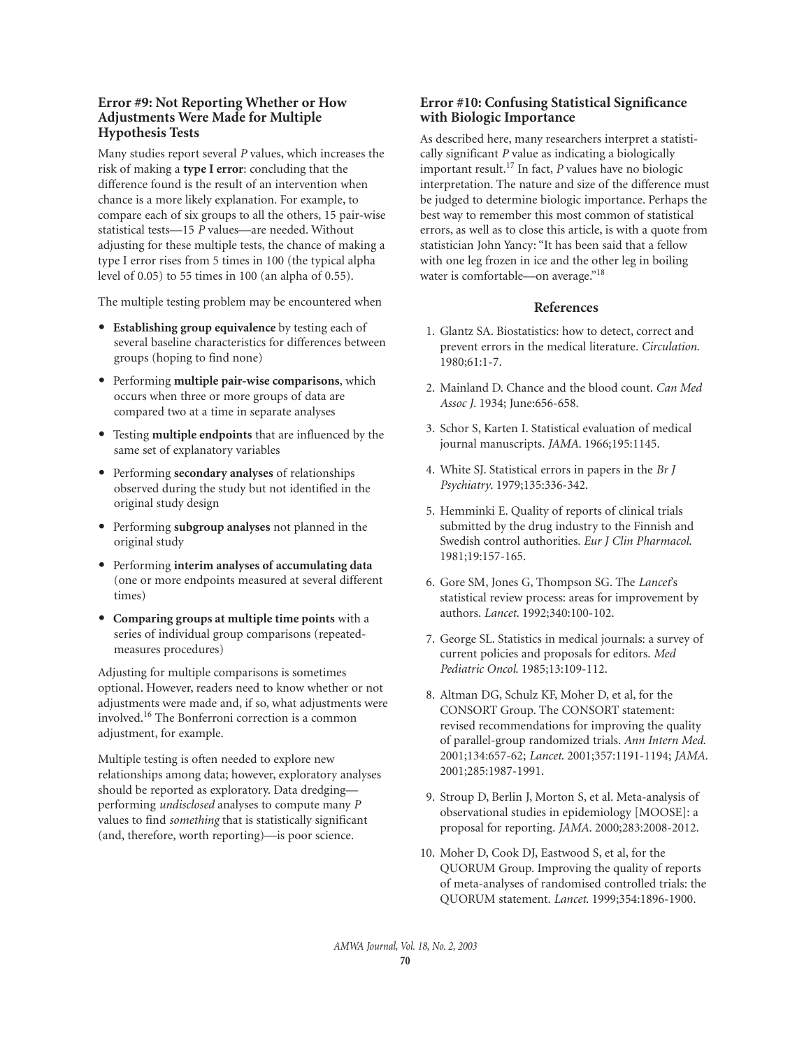### Error #9: Not Reporting Whether or How Adjustments Were Made for Multiple Hypothesis Tests

Many studies report several *P* values, which increases the risk of making a **type I error**: concluding that the difference found is the result of an intervention when chance is a more likely explanation. For example, to compare each of six groups to all the others, 15 pair-wise statistical tests—15 *P* values—are needed. Without adjusting for these multiple tests, the chance of making a type I error rises from 5 times in 100 (the typical alpha level of 0.05) to 55 times in 100 (an alpha of 0.55).

The multiple testing problem may be encountered when

- **Establishing group equivalence** by testing each of several baseline characteristics for differences between groups (hoping to find none)
- Performing **multiple pair-wise comparisons**, which occurs when three or more groups of data are compared two at a time in separate analyses
- Testing **multiple endpoints** that are influenced by the same set of explanatory variables
- Performing **secondary analyses** of relationships observed during the study but not identified in the original study design
- Performing **subgroup analyses** not planned in the original study
- Performing **interim analyses of accumulating data** (one or more endpoints measured at several different times)
- **Comparing groups at multiple time points** with a series of individual group comparisons (repeated-measures procedures)

Adjusting for multiple comparisons is sometimes optional. However, readers need to know whether or not adjustments were made and, if so, what adjustments were involved.[16] The Bonferroni correction is a common adjustment, for example.

Multiple testing is often needed to explore new relationships among data; however, exploratory analyses should be reported as exploratory. Data dredging—performing *undisclosed* analyses to compute many *P* values to find *something* that is statistically significant (and, therefore, worth reporting)—is poor science.

### Error #10: Confusing Statistical Significance with Biologic Importance

As described here, many researchers interpret a statistically significant *P* value as indicating a biologically important result.[17] In fact, *P* values have no biologic interpretation. The nature and size of the difference must be judged to determine biologic importance. Perhaps the best way to remember this most common of statistical errors, as well as to close this article, is with a quote from statistician John Yancy: "It has been said that a fellow with one leg frozen in ice and the other leg in boiling water is comfortable—on average."[18]

### References

1. Glantz SA. Biostatistics: how to detect, correct and prevent errors in the medical literature. *Circulation*. 1980;61:1-7.
2. Mainland D. Chance and the blood count. *Can Med Assoc J*. 1934; June:656-658.
3. Schor S, Karten I. Statistical evaluation of medical journal manuscripts. *JAMA*. 1966;195:1145.
4. White SJ. Statistical errors in papers in the *Br J Psychiatry*. 1979;135:336-342.
5. Hemminki E. Quality of reports of clinical trials submitted by the drug industry to the Finnish and Swedish control authorities. *Eur J Clin Pharmacol*. 1981;19:157-165.
6. Gore SM, Jones G, Thompson SG. The *Lancet*'s statistical review process: areas for improvement by authors. *Lancet*. 1992;340:100-102.
7. George SL. Statistics in medical journals: a survey of current policies and proposals for editors. *Med Pediatric Oncol*. 1985;13:109-112.
8. Altman DG, Schulz KF, Moher D, et al, for the CONSORT Group. The CONSORT statement: revised recommendations for improving the quality of parallel-group randomized trials. *Ann Intern Med*. 2001;134:657-62; *Lancet*. 2001;357:1191-1194; *JAMA*. 2001;285:1987-1991.
9. Stroup D, Berlin J, Morton S, et al. Meta-analysis of observational studies in epidemiology [MOOSE]: a proposal for reporting. *JAMA*. 2000;283:2008-2012.
10. Moher D, Cook DJ, Eastwood S, et al, for the QUORUM Group. Improving the quality of reports of meta-analyses of randomised controlled trials: the QUORUM statement. *Lancet*. 1999;354:1896-1900.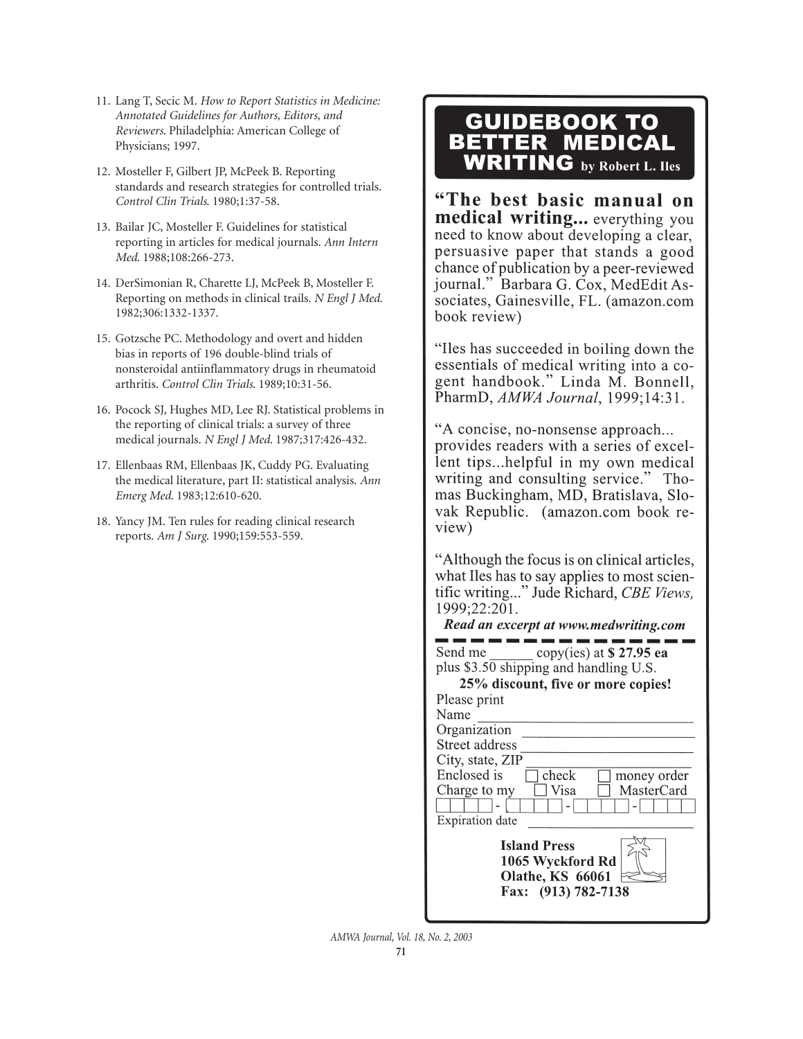11. Lang T, Secic M. *How to Report Statistics in Medicine: Annotated Guidelines for Authors, Editors, and Reviewers*. Philadelphia: American College of Physicians; 1997.

12. Mosteller F, Gilbert JP, McPeek B. Reporting standards and research strategies for controlled trials. *Control Clin Trials*. 1980;1:37-58.

13. Bailar JC, Mosteller F. Guidelines for statistical reporting in articles for medical journals. *Ann Intern Med*. 1988;108:266-273.

14. DerSimonian R, Charette LJ, McPeek B, Mosteller F. Reporting on methods in clinical trails. *N Engl J Med*. 1982;306:1332-1337.

15. Gotzsche PC. Methodology and overt and hidden bias in reports of 196 double-blind trials of nonsteroidal antiinflammatory drugs in rheumatoid arthritis. *Control Clin Trials*. 1989;10:31-56.

16. Pocock SJ, Hughes MD, Lee RJ. Statistical problems in the reporting of clinical trials: a survey of three medical journals. *N Engl J Med*. 1987;317:426-432.

17. Ellenbaas RM, Ellenbaas JK, Cuddy PG. Evaluating the medical literature, part II: statistical analysis. *Ann Emerg Med*. 1983;12:610-620.

18. Yancy JM. Ten rules for reading clinical research reports. *Am J Surg*. 1990;159:553-559.

---

# GUIDEBOOK TO BETTER MEDICAL WRITING **by Robert L. Iles**

**"The best basic manual on medical writing...** everything you need to know about developing a clear, persuasive paper that stands a good chance of publication by a peer-reviewed journal." Barbara G. Cox, MedEdit Associates, Gainesville, FL. (amazon.com book review)

"Iles has succeeded in boiling down the essentials of medical writing into a cogent handbook." Linda M. Bonnell, PharmD, *AMWA Journal*, 1999;14:31.

"A concise, no-nonsense approach... provides readers with a series of excellent tips...helpful in my own medical writing and consulting service." Thomas Buckingham, MD, Bratislava, Slovak Republic. (amazon.com book review)

"Although the focus is on clinical articles, what Iles has to say applies to most scientific writing..." Jude Richard, *CBE Views,* 1999;22:201.

***Read an excerpt at www.medwriting.com***

Send me ______ copy(ies) at **$ 27.95 ea** plus $3.50 shipping and handling U.S.

**25% discount, five or more copies!**

Please print

Name ____________________

Organization ____________________

Street address ____________________

City, state, ZIP ____________________

Enclosed is ☐ check ☐ money order

Charge to my ☐ Visa ☐ MasterCard

☐☐☐☐ - ☐☐☐☐ - ☐☐☐☐ - ☐☐☐☐

Expiration date ____________________

**Island Press**
**1065 Wyckford Rd**
**Olathe, KS 66061**
**Fax: (913) 782-7138**